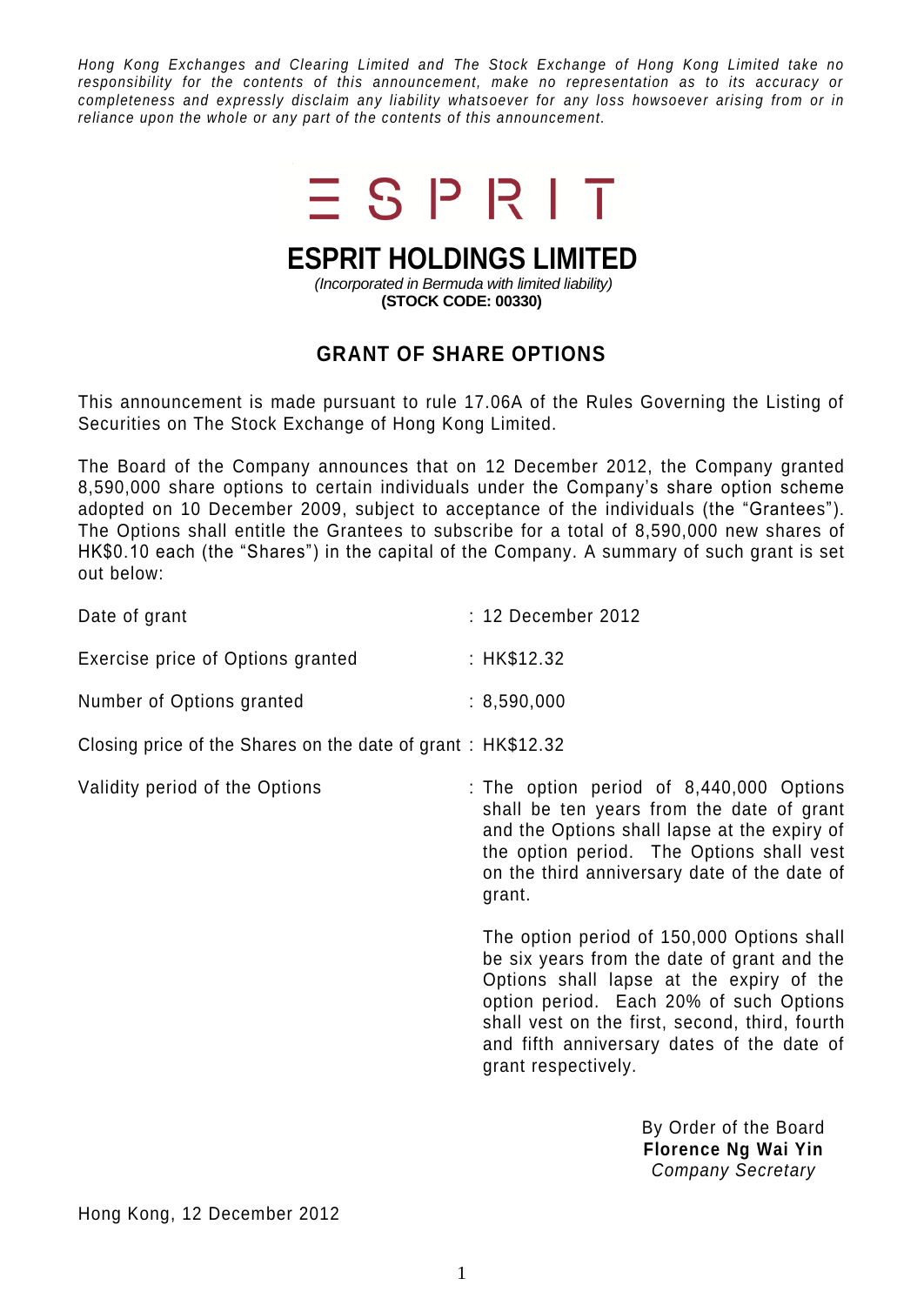*Hong Kong Exchanges and Clearing Limited and The Stock Exchange of Hong Kong Limited take no responsibility for the contents of this announcement, make no representation as to its accuracy or completeness and expressly disclaim any liability whatsoever for any loss howsoever arising from or in reliance upon the whole or any part of the contents of this announcement.*

ESPRIT

# ESPRIT HOLDINGS LIMITED

*(Incorporated in Bermuda with limited liability)*
**(STOCK CODE: 00330)**

## GRANT OF SHARE OPTIONS

This announcement is made pursuant to rule 17.06A of the Rules Governing the Listing of Securities on The Stock Exchange of Hong Kong Limited.

The Board of the Company announces that on 12 December 2012, the Company granted 8,590,000 share options to certain individuals under the Company's share option scheme adopted on 10 December 2009, subject to acceptance of the individuals (the "Grantees"). The Options shall entitle the Grantees to subscribe for a total of 8,590,000 new shares of HK$0.10 each (the "Shares") in the capital of the Company. A summary of such grant is set out below:

| | |
|---|---|
| Date of grant | : 12 December 2012 |
| Exercise price of Options granted | : HK$12.32 |
| Number of Options granted | : 8,590,000 |
| Closing price of the Shares on the date of grant | : HK$12.32 |
| Validity period of the Options | : The option period of 8,440,000 Options shall be ten years from the date of grant and the Options shall lapse at the expiry of the option period. The Options shall vest on the third anniversary date of the date of grant.<br><br>The option period of 150,000 Options shall be six years from the date of grant and the Options shall lapse at the expiry of the option period. Each 20% of such Options shall vest on the first, second, third, fourth and fifth anniversary dates of the date of grant respectively. |

By Order of the Board
**Florence Ng Wai Yin**
*Company Secretary*

Hong Kong, 12 December 2012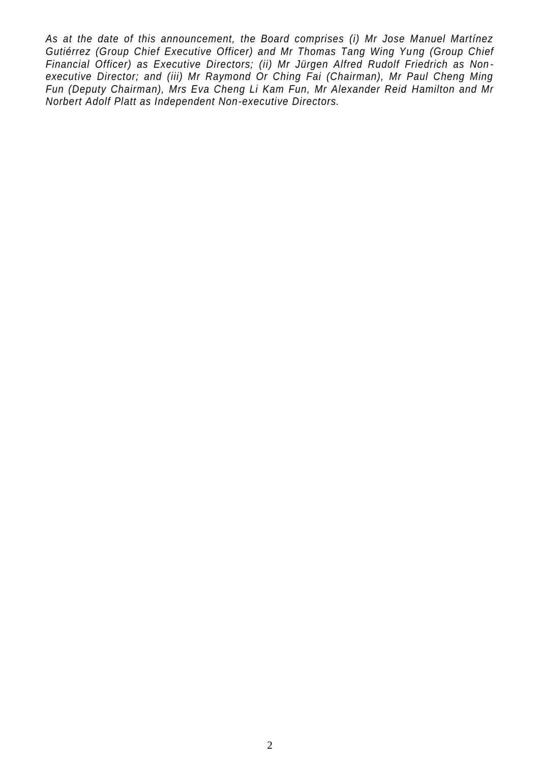*As at the date of this announcement, the Board comprises (i) Mr Jose Manuel Martínez Gutiérrez (Group Chief Executive Officer) and Mr Thomas Tang Wing Yung (Group Chief Financial Officer) as Executive Directors; (ii) Mr Jürgen Alfred Rudolf Friedrich as Non-executive Director; and (iii) Mr Raymond Or Ching Fai (Chairman), Mr Paul Cheng Ming Fun (Deputy Chairman), Mrs Eva Cheng Li Kam Fun, Mr Alexander Reid Hamilton and Mr Norbert Adolf Platt as Independent Non-executive Directors.*